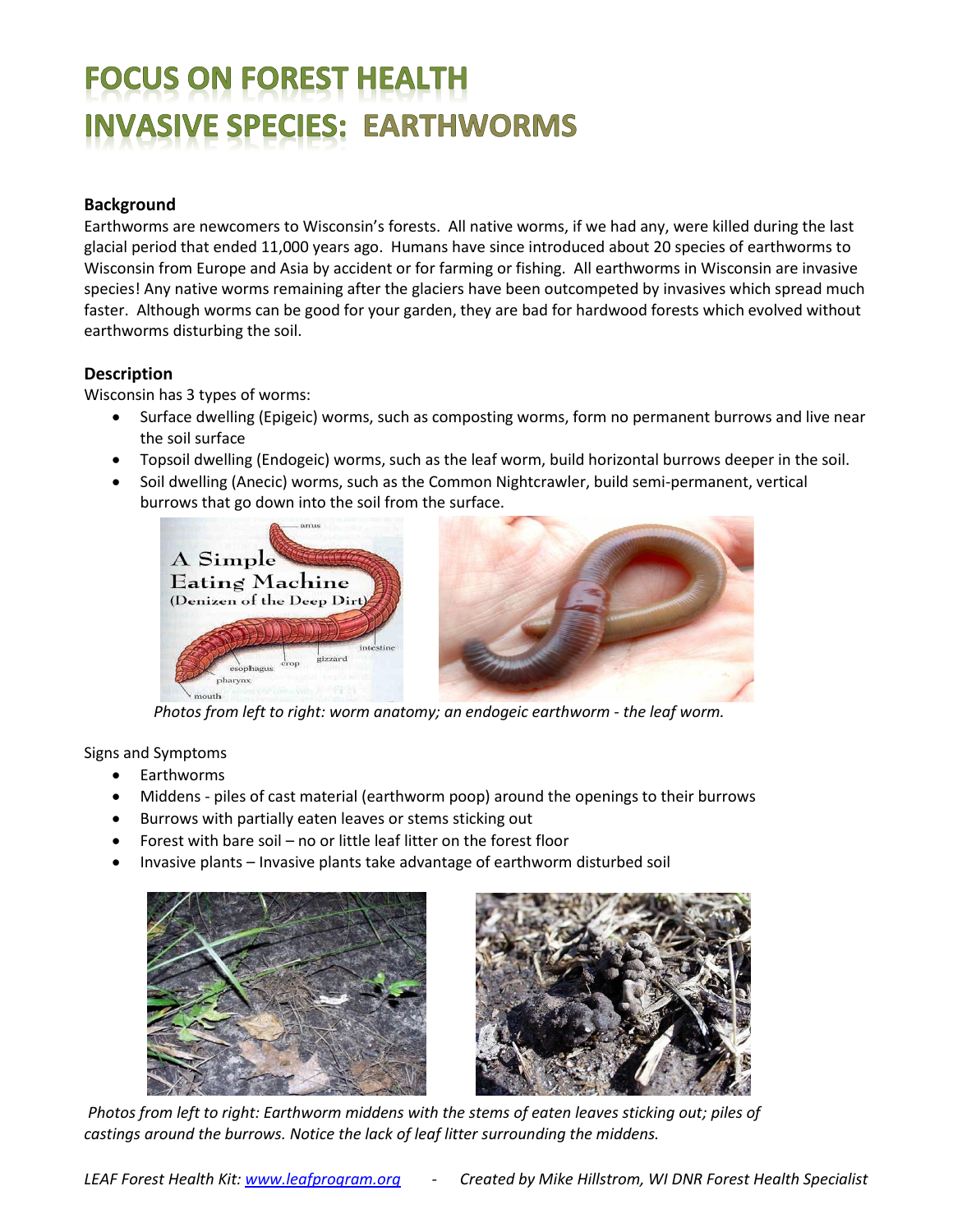# FOCUS ON FOREST HEALTH
# INVASIVE SPECIES: EARTHWORMS

### Background

Earthworms are newcomers to Wisconsin's forests. All native worms, if we had any, were killed during the last glacial period that ended 11,000 years ago. Humans have since introduced about 20 species of earthworms to Wisconsin from Europe and Asia by accident or for farming or fishing. All earthworms in Wisconsin are invasive species! Any native worms remaining after the glaciers have been outcompeted by invasives which spread much faster. Although worms can be good for your garden, they are bad for hardwood forests which evolved without earthworms disturbing the soil.

### Description

Wisconsin has 3 types of worms:

- Surface dwelling (Epigeic) worms, such as composting worms, form no permanent burrows and live near the soil surface
- Topsoil dwelling (Endogeic) worms, such as the leaf worm, build horizontal burrows deeper in the soil.
- Soil dwelling (Anecic) worms, such as the Common Nightcrawler, build semi-permanent, vertical burrows that go down into the soil from the surface.

*Photos from left to right: worm anatomy; an endogeic earthworm - the leaf worm.*

Signs and Symptoms

- Earthworms
- Middens - piles of cast material (earthworm poop) around the openings to their burrows
- Burrows with partially eaten leaves or stems sticking out
- Forest with bare soil – no or little leaf litter on the forest floor
- Invasive plants – Invasive plants take advantage of earthworm disturbed soil

*Photos from left to right: Earthworm middens with the stems of eaten leaves sticking out; piles of castings around the burrows. Notice the lack of leaf litter surrounding the middens.*

*LEAF Forest Health Kit: www.leafprogram.org - Created by Mike Hillstrom, WI DNR Forest Health Specialist*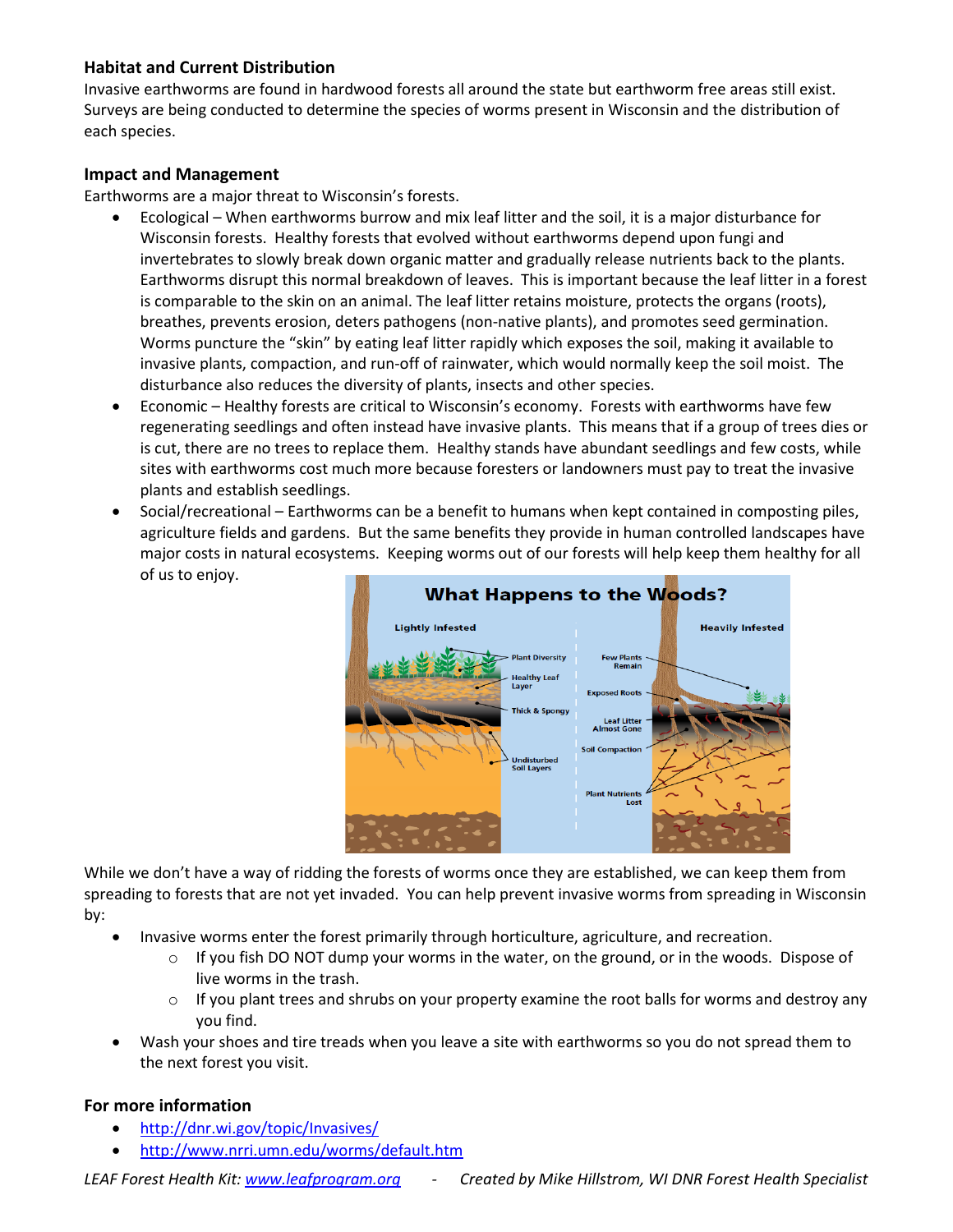### Habitat and Current Distribution

Invasive earthworms are found in hardwood forests all around the state but earthworm free areas still exist. Surveys are being conducted to determine the species of worms present in Wisconsin and the distribution of each species.

### Impact and Management

Earthworms are a major threat to Wisconsin's forests.

- Ecological – When earthworms burrow and mix leaf litter and the soil, it is a major disturbance for Wisconsin forests. Healthy forests that evolved without earthworms depend upon fungi and invertebrates to slowly break down organic matter and gradually release nutrients back to the plants. Earthworms disrupt this normal breakdown of leaves. This is important because the leaf litter in a forest is comparable to the skin on an animal. The leaf litter retains moisture, protects the organs (roots), breathes, prevents erosion, deters pathogens (non-native plants), and promotes seed germination. Worms puncture the "skin" by eating leaf litter rapidly which exposes the soil, making it available to invasive plants, compaction, and run-off of rainwater, which would normally keep the soil moist. The disturbance also reduces the diversity of plants, insects and other species.
- Economic – Healthy forests are critical to Wisconsin's economy. Forests with earthworms have few regenerating seedlings and often instead have invasive plants. This means that if a group of trees dies or is cut, there are no trees to replace them. Healthy stands have abundant seedlings and few costs, while sites with earthworms cost much more because foresters or landowners must pay to treat the invasive plants and establish seedlings.
- Social/recreational – Earthworms can be a benefit to humans when kept contained in composting piles, agriculture fields and gardens. But the same benefits they provide in human controlled landscapes have major costs in natural ecosystems. Keeping worms out of our forests will help keep them healthy for all of us to enjoy.

What Happens to the Woods?

Lightly Infested

Plant Diversity

Healthy Leaf Layer

Thick & Spongy

Undisturbed Soil Layers

Heavily Infested

Few Plants Remain

Exposed Roots

Leaf Litter Almost Gone

Soil Compaction

Plant Nutrients Lost

While we don't have a way of ridding the forests of worms once they are established, we can keep them from spreading to forests that are not yet invaded. You can help prevent invasive worms from spreading in Wisconsin by:

- Invasive worms enter the forest primarily through horticulture, agriculture, and recreation.
  - If you fish DO NOT dump your worms in the water, on the ground, or in the woods. Dispose of live worms in the trash.
  - If you plant trees and shrubs on your property examine the root balls for worms and destroy any you find.
- Wash your shoes and tire treads when you leave a site with earthworms so you do not spread them to the next forest you visit.

### For more information

- http://dnr.wi.gov/topic/Invasives/
- http://www.nrri.umn.edu/worms/default.htm

*LEAF Forest Health Kit: www.leafprogram.org - Created by Mike Hillstrom, WI DNR Forest Health Specialist*